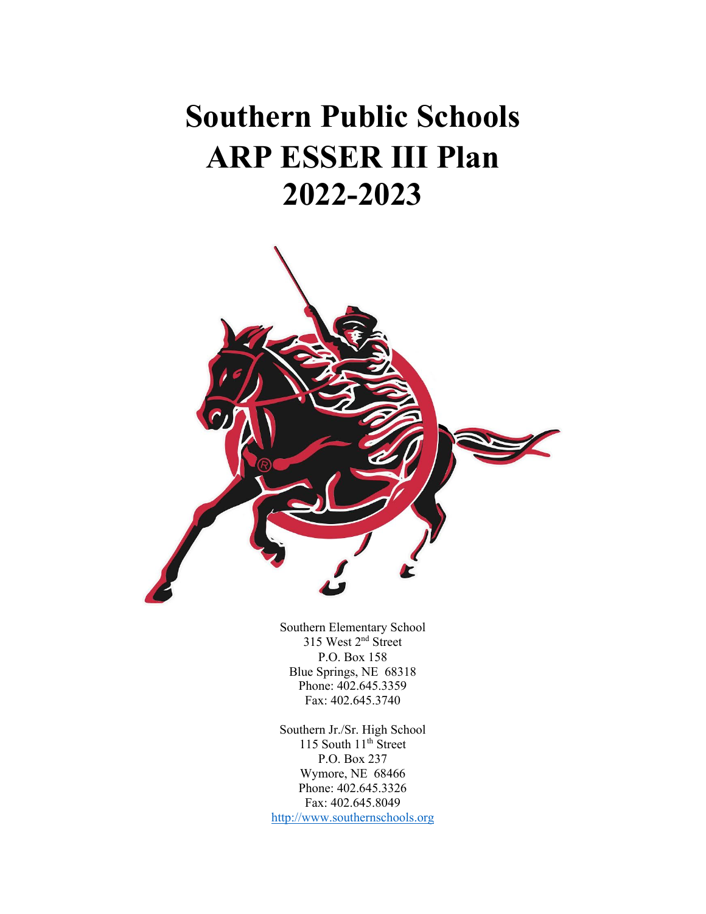# Southern Public Schools ARP ESSER III Plan 2022-2023

Southern Elementary School
315 West 2nd Street
P.O. Box 158
Blue Springs, NE 68318
Phone: 402.645.3359
Fax: 402.645.3740

Southern Jr./Sr. High School
115 South 11th Street
P.O. Box 237
Wymore, NE 68466
Phone: 402.645.3326
Fax: 402.645.8049
http://www.southernschools.org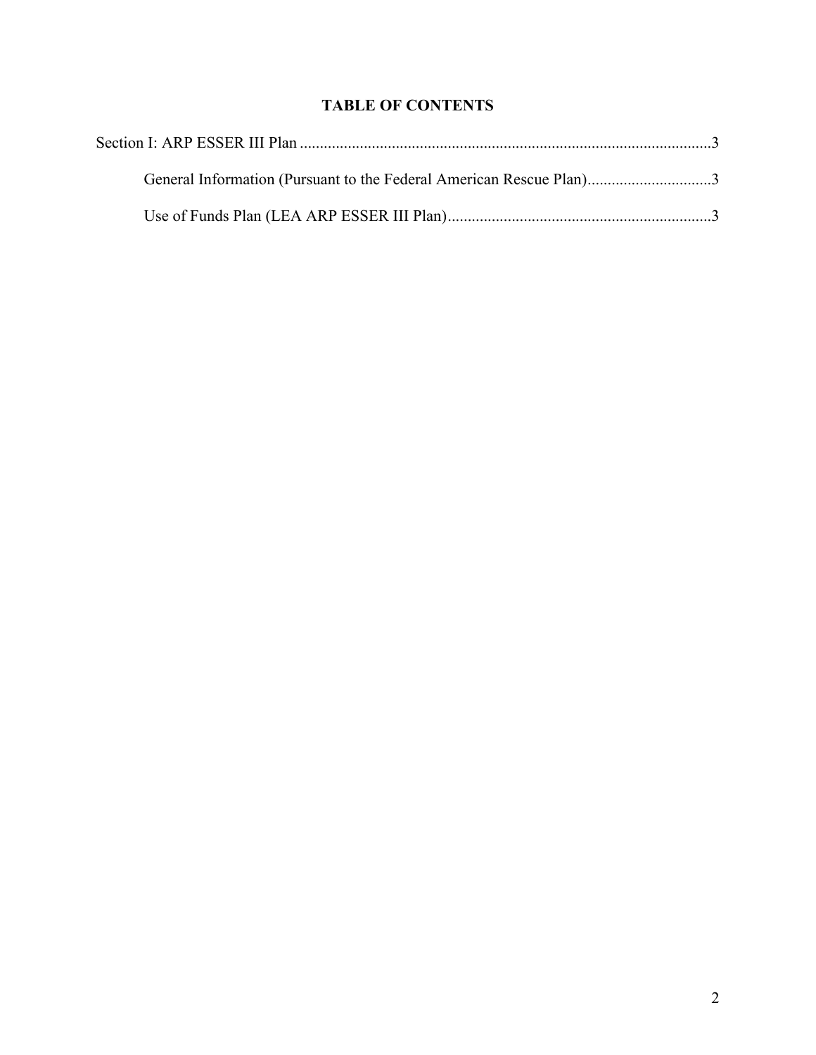## TABLE OF CONTENTS

Section I: ARP ESSER III Plan ........................................................................................................3

General Information (Pursuant to the Federal American Rescue Plan)...............................3

Use of Funds Plan (LEA ARP ESSER III Plan)..................................................................3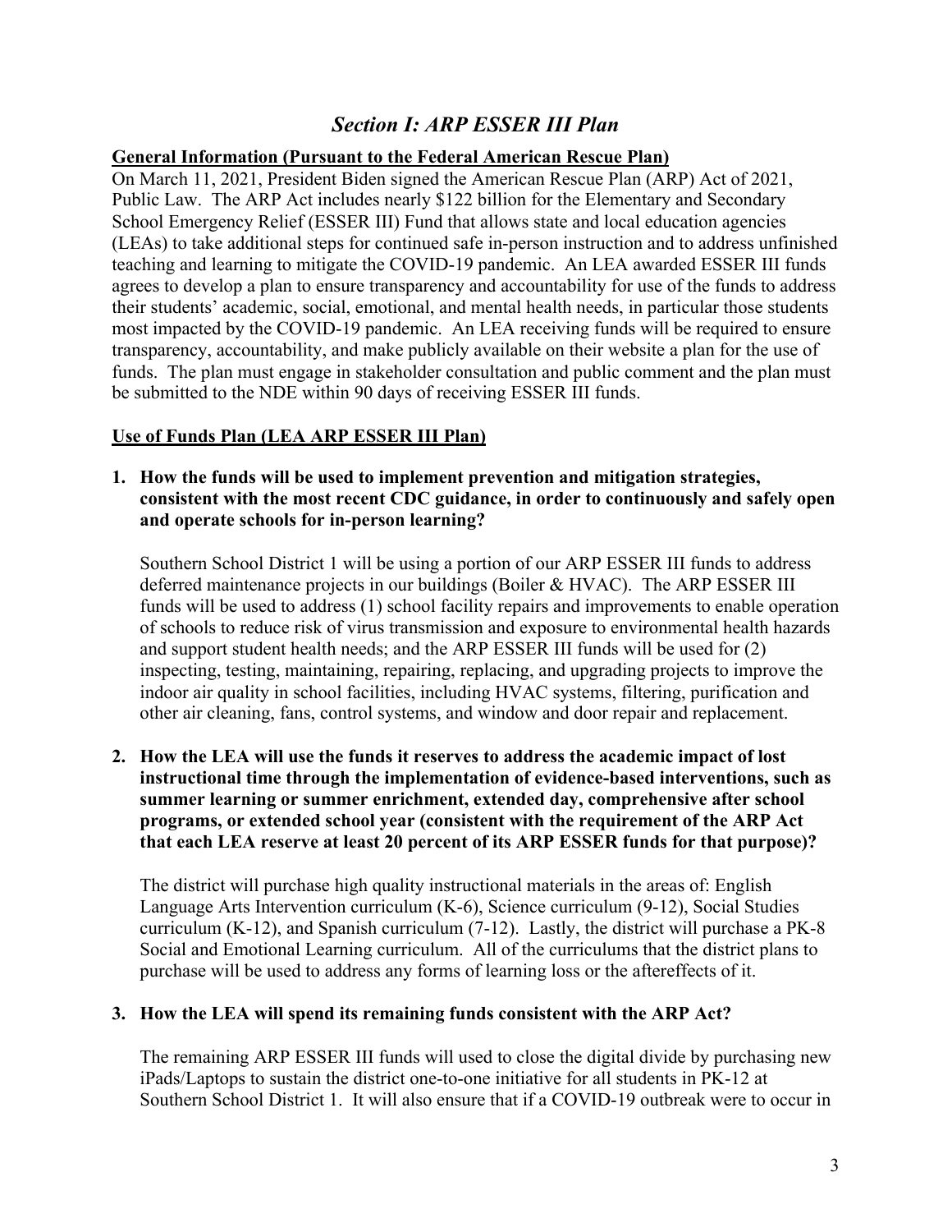## *Section I: ARP ESSER III Plan*

**General Information (Pursuant to the Federal American Rescue Plan)**

On March 11, 2021, President Biden signed the American Rescue Plan (ARP) Act of 2021, Public Law. The ARP Act includes nearly $122 billion for the Elementary and Secondary School Emergency Relief (ESSER III) Fund that allows state and local education agencies (LEAs) to take additional steps for continued safe in-person instruction and to address unfinished teaching and learning to mitigate the COVID-19 pandemic. An LEA awarded ESSER III funds agrees to develop a plan to ensure transparency and accountability for use of the funds to address their students' academic, social, emotional, and mental health needs, in particular those students most impacted by the COVID-19 pandemic. An LEA receiving funds will be required to ensure transparency, accountability, and make publicly available on their website a plan for the use of funds. The plan must engage in stakeholder consultation and public comment and the plan must be submitted to the NDE within 90 days of receiving ESSER III funds.

**Use of Funds Plan (LEA ARP ESSER III Plan)**

1. **How the funds will be used to implement prevention and mitigation strategies, consistent with the most recent CDC guidance, in order to continuously and safely open and operate schools for in-person learning?**

   Southern School District 1 will be using a portion of our ARP ESSER III funds to address deferred maintenance projects in our buildings (Boiler & HVAC). The ARP ESSER III funds will be used to address (1) school facility repairs and improvements to enable operation of schools to reduce risk of virus transmission and exposure to environmental health hazards and support student health needs; and the ARP ESSER III funds will be used for (2) inspecting, testing, maintaining, repairing, replacing, and upgrading projects to improve the indoor air quality in school facilities, including HVAC systems, filtering, purification and other air cleaning, fans, control systems, and window and door repair and replacement.

2. **How the LEA will use the funds it reserves to address the academic impact of lost instructional time through the implementation of evidence-based interventions, such as summer learning or summer enrichment, extended day, comprehensive after school programs, or extended school year (consistent with the requirement of the ARP Act that each LEA reserve at least 20 percent of its ARP ESSER funds for that purpose)?**

   The district will purchase high quality instructional materials in the areas of: English Language Arts Intervention curriculum (K-6), Science curriculum (9-12), Social Studies curriculum (K-12), and Spanish curriculum (7-12). Lastly, the district will purchase a PK-8 Social and Emotional Learning curriculum. All of the curriculums that the district plans to purchase will be used to address any forms of learning loss or the aftereffects of it.

3. **How the LEA will spend its remaining funds consistent with the ARP Act?**

   The remaining ARP ESSER III funds will used to close the digital divide by purchasing new iPads/Laptops to sustain the district one-to-one initiative for all students in PK-12 at Southern School District 1. It will also ensure that if a COVID-19 outbreak were to occur in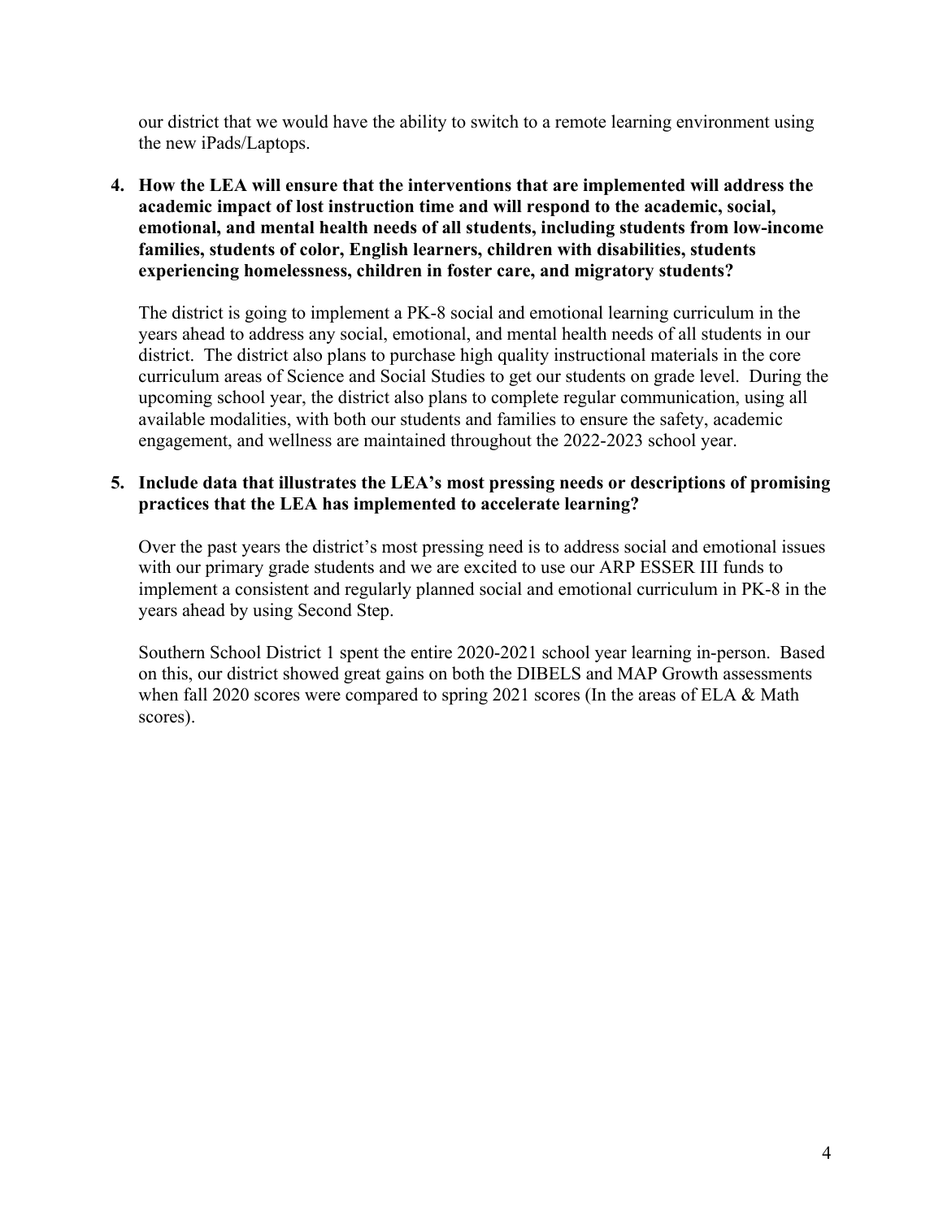our district that we would have the ability to switch to a remote learning environment using the new iPads/Laptops.

4. **How the LEA will ensure that the interventions that are implemented will address the academic impact of lost instruction time and will respond to the academic, social, emotional, and mental health needs of all students, including students from low-income families, students of color, English learners, children with disabilities, students experiencing homelessness, children in foster care, and migratory students?**

   The district is going to implement a PK-8 social and emotional learning curriculum in the years ahead to address any social, emotional, and mental health needs of all students in our district. The district also plans to purchase high quality instructional materials in the core curriculum areas of Science and Social Studies to get our students on grade level. During the upcoming school year, the district also plans to complete regular communication, using all available modalities, with both our students and families to ensure the safety, academic engagement, and wellness are maintained throughout the 2022-2023 school year.

5. **Include data that illustrates the LEA's most pressing needs or descriptions of promising practices that the LEA has implemented to accelerate learning?**

   Over the past years the district's most pressing need is to address social and emotional issues with our primary grade students and we are excited to use our ARP ESSER III funds to implement a consistent and regularly planned social and emotional curriculum in PK-8 in the years ahead by using Second Step.

   Southern School District 1 spent the entire 2020-2021 school year learning in-person. Based on this, our district showed great gains on both the DIBELS and MAP Growth assessments when fall 2020 scores were compared to spring 2021 scores (In the areas of ELA & Math scores).